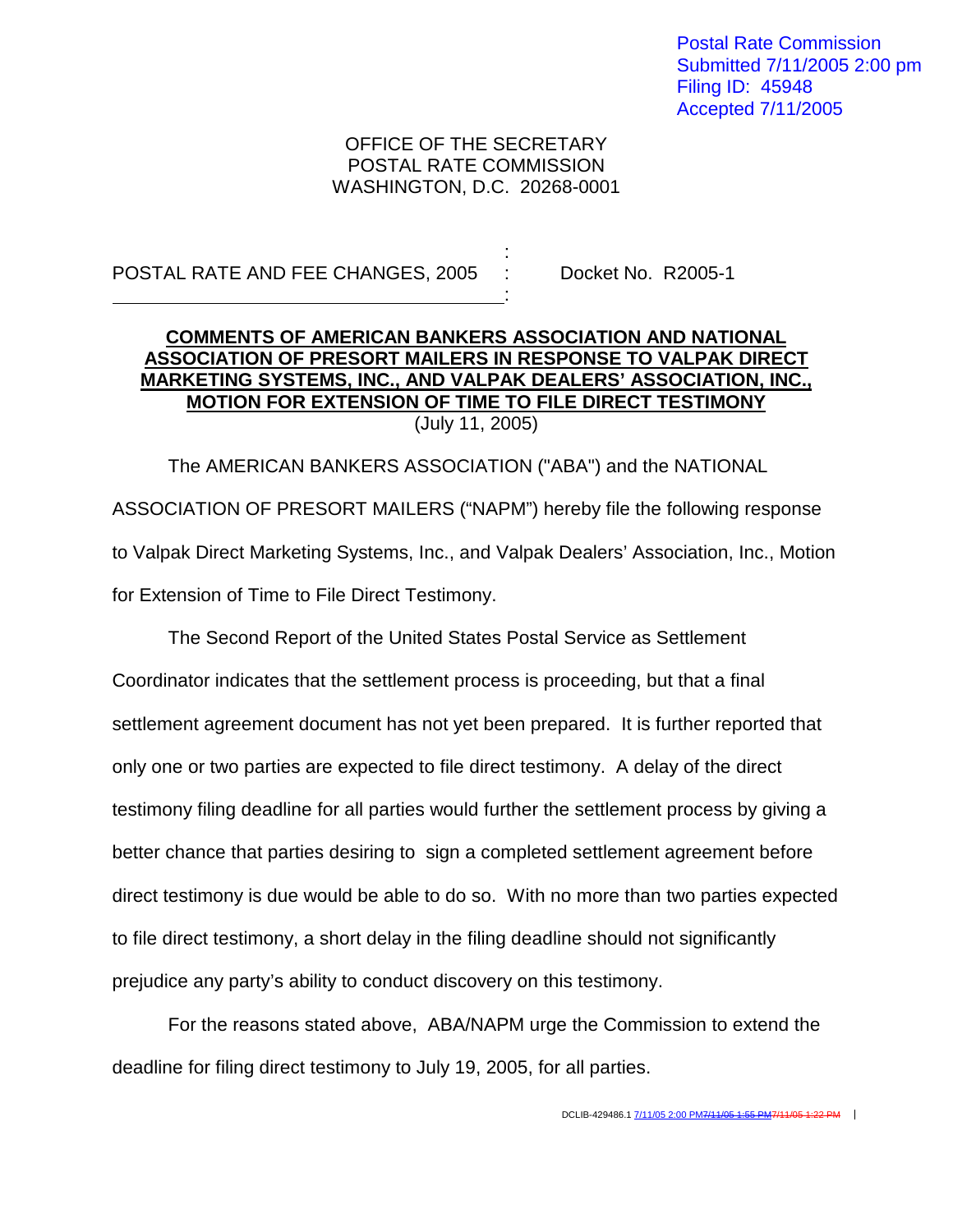Postal Rate Commission
Submitted 7/11/2005 2:00 pm
Filing ID: 45948
Accepted 7/11/2005

OFFICE OF THE SECRETARY
POSTAL RATE COMMISSION
WASHINGTON, D.C. 20268-0001

POSTAL RATE AND FEE CHANGES, 2005 : Docket No. R2005-1

**COMMENTS OF AMERICAN BANKERS ASSOCIATION AND NATIONAL ASSOCIATION OF PRESORT MAILERS IN RESPONSE TO VALPAK DIRECT MARKETING SYSTEMS, INC., AND VALPAK DEALERS' ASSOCIATION, INC., MOTION FOR EXTENSION OF TIME TO FILE DIRECT TESTIMONY**
(July 11, 2005)

The AMERICAN BANKERS ASSOCIATION ("ABA") and the NATIONAL ASSOCIATION OF PRESORT MAILERS ("NAPM") hereby file the following response to Valpak Direct Marketing Systems, Inc., and Valpak Dealers' Association, Inc., Motion for Extension of Time to File Direct Testimony.

The Second Report of the United States Postal Service as Settlement Coordinator indicates that the settlement process is proceeding, but that a final settlement agreement document has not yet been prepared. It is further reported that only one or two parties are expected to file direct testimony. A delay of the direct testimony filing deadline for all parties would further the settlement process by giving a better chance that parties desiring to sign a completed settlement agreement before direct testimony is due would be able to do so. With no more than two parties expected to file direct testimony, a short delay in the filing deadline should not significantly prejudice any party's ability to conduct discovery on this testimony.

For the reasons stated above, ABA/NAPM urge the Commission to extend the deadline for filing direct testimony to July 19, 2005, for all parties.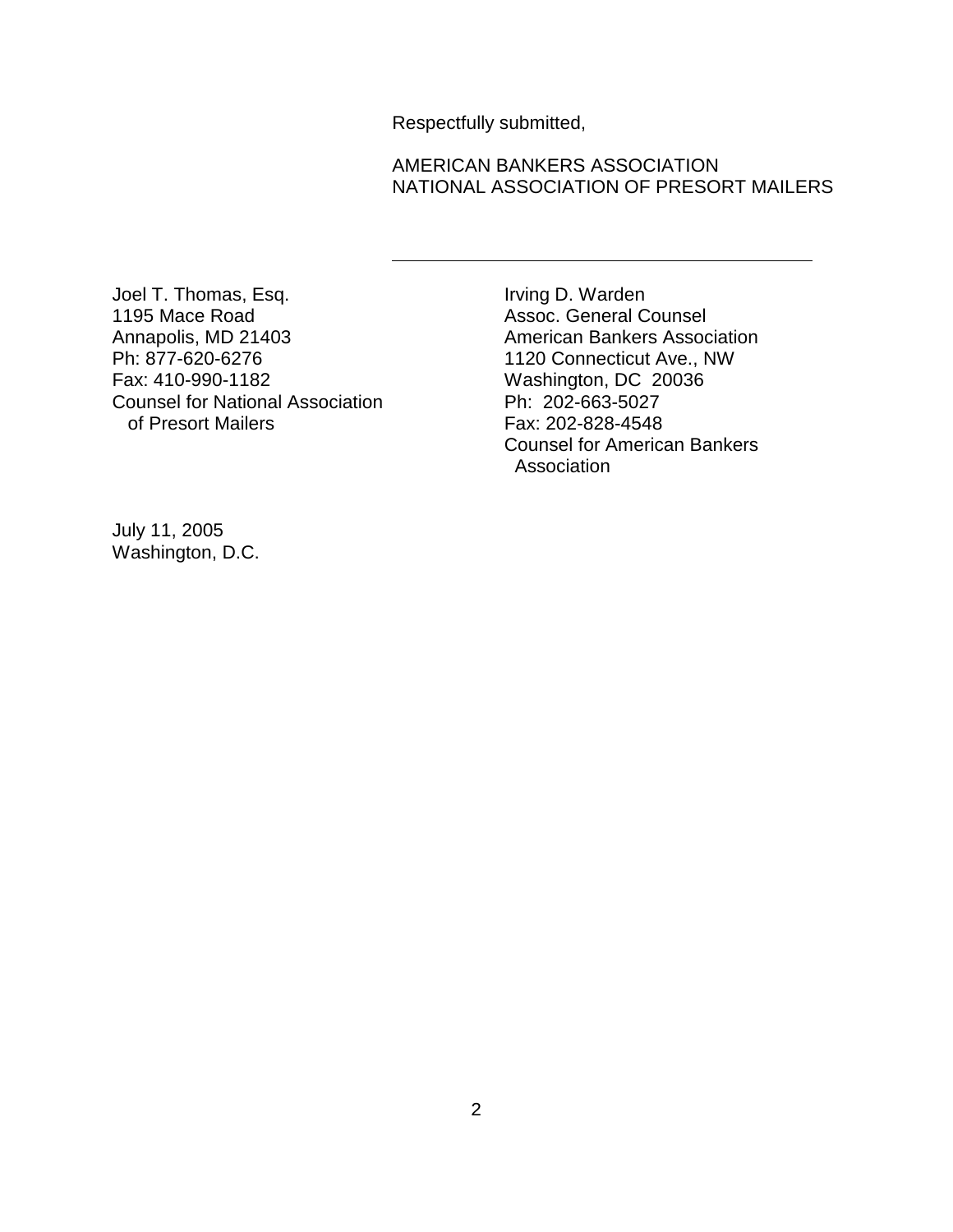Respectfully submitted,

AMERICAN BANKERS ASSOCIATION
NATIONAL ASSOCIATION OF PRESORT MAILERS

\_\_\_\_\_\_\_\_\_\_\_\_\_\_\_\_\_\_\_\_\_\_\_\_\_\_\_\_\_\_\_\_\_\_\_\_\_\_\_\_

Joel T. Thomas, Esq.
1195 Mace Road
Annapolis, MD 21403
Ph: 877-620-6276
Fax: 410-990-1182
Counsel for National Association of Presort Mailers

Irving D. Warden
Assoc. General Counsel
American Bankers Association
1120 Connecticut Ave., NW
Washington, DC 20036
Ph: 202-663-5027
Fax: 202-828-4548
Counsel for American Bankers Association

July 11, 2005
Washington, D.C.